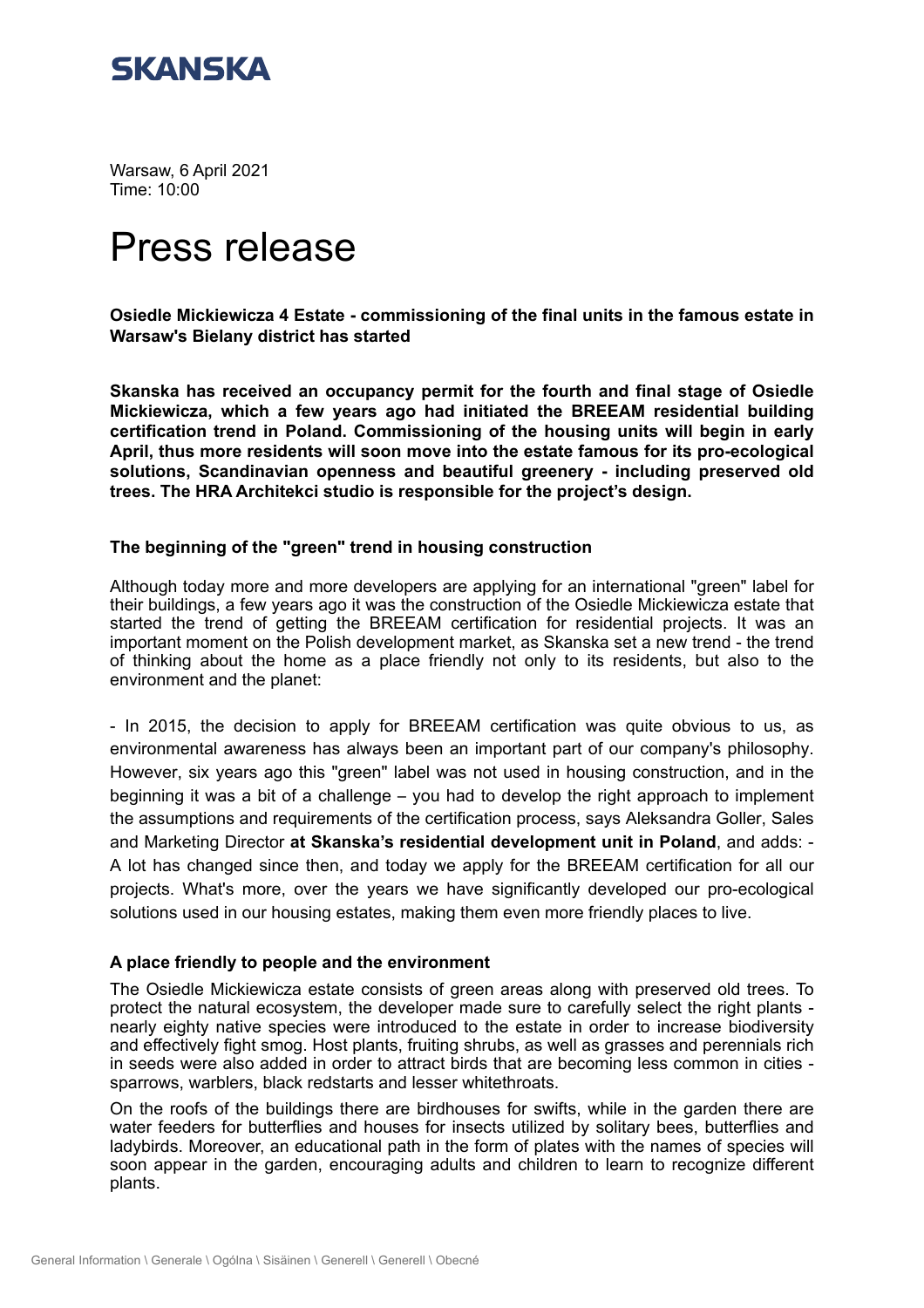SKANSKA

Warsaw, 6 April 2021
Time: 10:00

# Press release

**Osiedle Mickiewicza 4 Estate - commissioning of the final units in the famous estate in Warsaw's Bielany district has started**

**Skanska has received an occupancy permit for the fourth and final stage of Osiedle Mickiewicza, which a few years ago had initiated the BREEAM residential building certification trend in Poland. Commissioning of the housing units will begin in early April, thus more residents will soon move into the estate famous for its pro-ecological solutions, Scandinavian openness and beautiful greenery - including preserved old trees. The HRA Architekci studio is responsible for the project's design.**

### The beginning of the "green" trend in housing construction

Although today more and more developers are applying for an international "green" label for their buildings, a few years ago it was the construction of the Osiedle Mickiewicza estate that started the trend of getting the BREEAM certification for residential projects. It was an important moment on the Polish development market, as Skanska set a new trend - the trend of thinking about the home as a place friendly not only to its residents, but also to the environment and the planet:

- In 2015, the decision to apply for BREEAM certification was quite obvious to us, as environmental awareness has always been an important part of our company's philosophy. However, six years ago this "green" label was not used in housing construction, and in the beginning it was a bit of a challenge – you had to develop the right approach to implement the assumptions and requirements of the certification process, says Aleksandra Goller, Sales and Marketing Director **at Skanska's residential development unit in Poland**, and adds: - A lot has changed since then, and today we apply for the BREEAM certification for all our projects. What's more, over the years we have significantly developed our pro-ecological solutions used in our housing estates, making them even more friendly places to live.

### A place friendly to people and the environment

The Osiedle Mickiewicza estate consists of green areas along with preserved old trees. To protect the natural ecosystem, the developer made sure to carefully select the right plants - nearly eighty native species were introduced to the estate in order to increase biodiversity and effectively fight smog. Host plants, fruiting shrubs, as well as grasses and perennials rich in seeds were also added in order to attract birds that are becoming less common in cities - sparrows, warblers, black redstarts and lesser whitethroats.

On the roofs of the buildings there are birdhouses for swifts, while in the garden there are water feeders for butterflies and houses for insects utilized by solitary bees, butterflies and ladybirds. Moreover, an educational path in the form of plates with the names of species will soon appear in the garden, encouraging adults and children to learn to recognize different plants.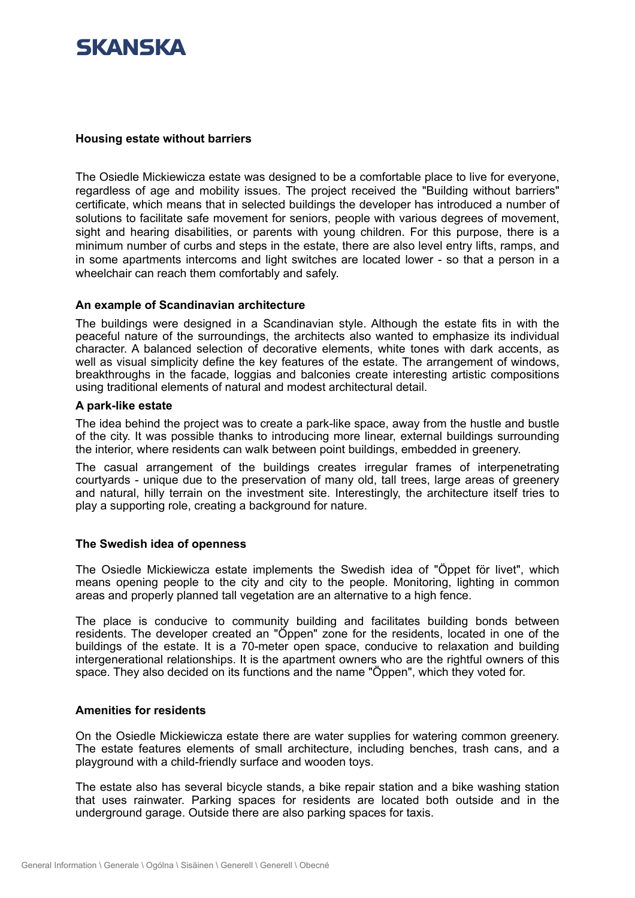## Housing estate without barriers

The Osiedle Mickiewicza estate was designed to be a comfortable place to live for everyone, regardless of age and mobility issues. The project received the "Building without barriers" certificate, which means that in selected buildings the developer has introduced a number of solutions to facilitate safe movement for seniors, people with various degrees of movement, sight and hearing disabilities, or parents with young children. For this purpose, there is a minimum number of curbs and steps in the estate, there are also level entry lifts, ramps, and in some apartments intercoms and light switches are located lower - so that a person in a wheelchair can reach them comfortably and safely.

## An example of Scandinavian architecture

The buildings were designed in a Scandinavian style. Although the estate fits in with the peaceful nature of the surroundings, the architects also wanted to emphasize its individual character. A balanced selection of decorative elements, white tones with dark accents, as well as visual simplicity define the key features of the estate. The arrangement of windows, breakthroughs in the facade, loggias and balconies create interesting artistic compositions using traditional elements of natural and modest architectural detail.

## A park-like estate

The idea behind the project was to create a park-like space, away from the hustle and bustle of the city. It was possible thanks to introducing more linear, external buildings surrounding the interior, where residents can walk between point buildings, embedded in greenery.

The casual arrangement of the buildings creates irregular frames of interpenetrating courtyards - unique due to the preservation of many old, tall trees, large areas of greenery and natural, hilly terrain on the investment site. Interestingly, the architecture itself tries to play a supporting role, creating a background for nature.

## The Swedish idea of openness

The Osiedle Mickiewicza estate implements the Swedish idea of "Öppet för livet", which means opening people to the city and city to the people. Monitoring, lighting in common areas and properly planned tall vegetation are an alternative to a high fence.

The place is conducive to community building and facilitates building bonds between residents. The developer created an "Öppen" zone for the residents, located in one of the buildings of the estate. It is a 70-meter open space, conducive to relaxation and building intergenerational relationships. It is the apartment owners who are the rightful owners of this space. They also decided on its functions and the name "Öppen", which they voted for.

## Amenities for residents

On the Osiedle Mickiewicza estate there are water supplies for watering common greenery. The estate features elements of small architecture, including benches, trash cans, and a playground with a child-friendly surface and wooden toys.

The estate also has several bicycle stands, a bike repair station and a bike washing station that uses rainwater. Parking spaces for residents are located both outside and in the underground garage. Outside there are also parking spaces for taxis.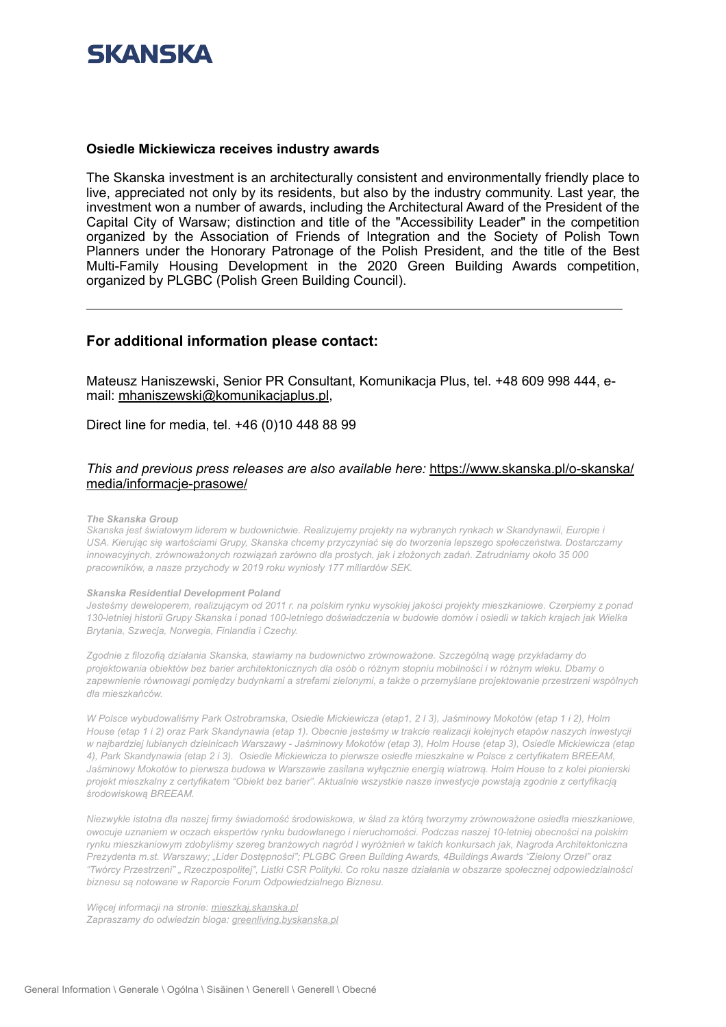**Osiedle Mickiewicza receives industry awards**

The Skanska investment is an architecturally consistent and environmentally friendly place to live, appreciated not only by its residents, but also by the industry community. Last year, the investment won a number of awards, including the Architectural Award of the President of the Capital City of Warsaw; distinction and title of the "Accessibility Leader" in the competition organized by the Association of Friends of Integration and the Society of Polish Town Planners under the Honorary Patronage of the Polish President, and the title of the Best Multi-Family Housing Development in the 2020 Green Building Awards competition, organized by PLGBC (Polish Green Building Council).

---

## For additional information please contact:

Mateusz Haniszewski, Senior PR Consultant, Komunikacja Plus, tel. +48 609 998 444, e-mail: mhaniszewski@komunikacjaplus.pl,

Direct line for media, tel. +46 (0)10 448 88 99

*This and previous press releases are also available here:* https://www.skanska.pl/o-skanska/media/informacje-prasowe/

***The Skanska Group***
*Skanska jest światowym liderem w budownictwie. Realizujemy projekty na wybranych rynkach w Skandynawii, Europie i USA. Kierując się wartościami Grupy, Skanska chcemy przyczyniać się do tworzenia lepszego społeczeństwa. Dostarczamy innowacyjnych, zrównoważonych rozwiązań zarówno dla prostych, jak i złożonych zadań. Zatrudniamy około 35 000 pracowników, a nasze przychody w 2019 roku wyniosły 177 miliardów SEK.*

***Skanska Residential Development Poland***
*Jesteśmy deweloperem, realizującym od 2011 r. na polskim rynku wysokiej jakości projekty mieszkaniowe. Czerpiemy z ponad 130-letniej historii Grupy Skanska i ponad 100-letniego doświadczenia w budowie domów i osiedli w takich krajach jak Wielka Brytania, Szwecja, Norwegia, Finlandia i Czechy.*

*Zgodnie z filozofią działania Skanska, stawiamy na budownictwo zrównoważone. Szczególną wagę przykładamy do projektowania obiektów bez barier architektonicznych dla osób o różnym stopniu mobilności i w różnym wieku. Dbamy o zapewnienie równowagi pomiędzy budynkami a strefami zielonymi, a także o przemyślane projektowanie przestrzeni wspólnych dla mieszkańców.*

*W Polsce wybudowaliśmy Park Ostrobramska, Osiedle Mickiewicza (etap1, 2 I 3), Jaśminowy Mokotów (etap 1 i 2), Holm House (etap 1 i 2) oraz Park Skandynawia (etap 1). Obecnie jesteśmy w trakcie realizacji kolejnych etapów naszych inwestycji w najbardziej lubianych dzielnicach Warszawy - Jaśminowy Mokotów (etap 3), Holm House (etap 3), Osiedle Mickiewicza (etap 4), Park Skandynawia (etap 2 i 3). Osiedle Mickiewicza to pierwsze osiedle mieszkalne w Polsce z certyfikatem BREEAM, Jaśminowy Mokotów to pierwsza budowa w Warszawie zasilana wyłącznie energią wiatrową. Holm House to z kolei pionierski projekt mieszkalny z certyfikatem "Obiekt bez barier". Aktualnie wszystkie nasze inwestycje powstają zgodnie z certyfikacją środowiskową BREEAM.*

*Niezwykle istotna dla naszej firmy świadomość środowiskowa, w ślad za którą tworzymy zrównoważone osiedla mieszkaniowe, owocuje uznaniem w oczach ekspertów rynku budowlanego i nieruchomości. Podczas naszej 10-letniej obecności na polskim rynku mieszkaniowym zdobyliśmy szereg branżowych nagród I wyróżnień w takich konkursach jak, Nagroda Architektoniczna Prezydenta m.st. Warszawy; „Lider Dostępności"; PLGBC Green Building Awards, 4Buildings Awards "Zielony Orzeł" oraz "Twórcy Przestrzeni" „ Rzeczpospolitej", Listki CSR Polityki. Co roku nasze działania w obszarze społecznej odpowiedzialności biznesu są notowane w Raporcie Forum Odpowiedzialnego Biznesu.*

*Więcej informacji na stronie:* *mieszkaj.skanska.pl*
*Zapraszamy do odwiedzin bloga:* *greenliving.byskanska.pl*